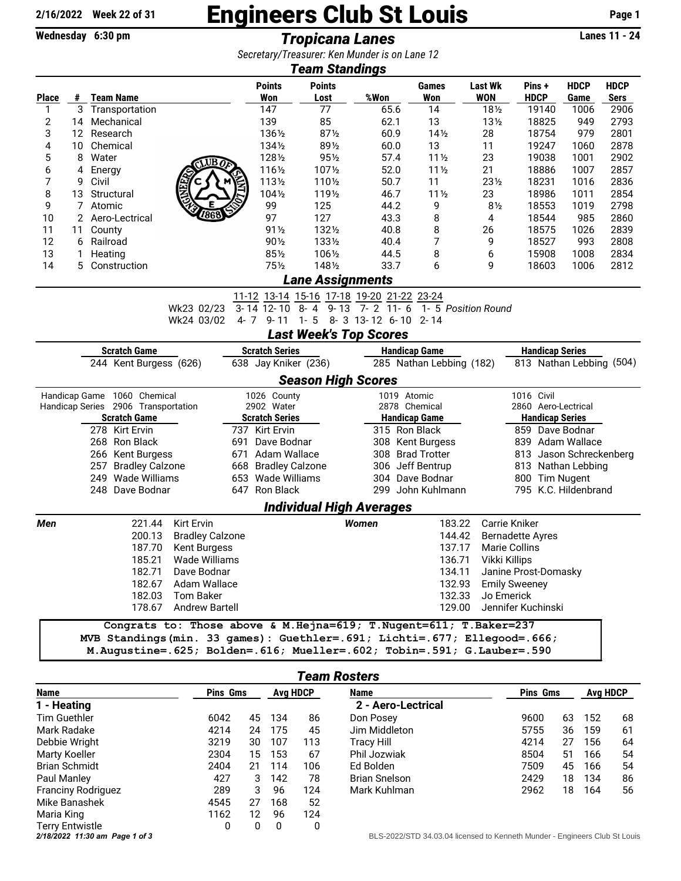**2/16/2022 Week 22 of 31**

# Engineers Club St Louis

**Wednesday 6:30 pm** — ***Tropicana Lanes*** — **Lanes 11 - 24**

*Secretary/Treasurer: Ken Munder is on Lane 12*

## *Team Standings*

| Place | # | Team Name | Points Won | Points Lost | %Won | Games Won | Last Wk WON | Pins + HDCP | HDCP Game | HDCP Sers |
|---|---|---|---|---|---|---|---|---|---|---|
| 1 | 3 | Transportation | 147 | 77 | 65.6 | 14 | 18½ | 19140 | 1006 | 2906 |
| 2 | 14 | Mechanical | 139 | 85 | 62.1 | 13 | 13½ | 18825 | 949 | 2793 |
| 3 | 12 | Research | 136½ | 87½ | 60.9 | 14½ | 28 | 18754 | 979 | 2801 |
| 4 | 10 | Chemical | 134½ | 89½ | 60.0 | 13 | 11 | 19247 | 1060 | 2878 |
| 5 | 8 | Water | 128½ | 95½ | 57.4 | 11½ | 23 | 19038 | 1001 | 2902 |
| 6 | 4 | Energy | 116½ | 107½ | 52.0 | 11½ | 21 | 18886 | 1007 | 2857 |
| 7 | 9 | Civil | 113½ | 110½ | 50.7 | 11 | 23½ | 18231 | 1016 | 2836 |
| 8 | 13 | Structural | 104½ | 119½ | 46.7 | 11½ | 23 | 18986 | 1011 | 2854 |
| 9 | 7 | Atomic | 99 | 125 | 44.2 | 9 | 8½ | 18553 | 1019 | 2798 |
| 10 | 2 | Aero-Lectrical | 97 | 127 | 43.3 | 8 | 4 | 18544 | 985 | 2860 |
| 11 | 11 | County | 91½ | 132½ | 40.8 | 8 | 26 | 18575 | 1026 | 2839 |
| 12 | 6 | Railroad | 90½ | 133½ | 40.4 | 7 | 9 | 18527 | 993 | 2808 |
| 13 | 1 | Heating | 85½ | 106½ | 44.5 | 8 | 6 | 15908 | 1008 | 2834 |
| 14 | 5 | Construction | 75½ | 148½ | 33.7 | 6 | 9 | 18603 | 1006 | 2812 |

## *Lane Assignments*

| | 11-12 | 13-14 | 15-16 | 17-18 | 19-20 | 21-22 | 23-24 | |
|---|---|---|---|---|---|---|---|---|
| Wk23 02/23 | 3-14 | 12-10 | 8-4 | 9-13 | 7-2 | 11-6 | 1-5 | *Position Round* |
| Wk24 03/02 | 4-7 | 9-11 | 1-5 | 8-3 | 13-12 | 6-10 | 2-14 | |

## *Last Week's Top Scores*

| Scratch Game | Scratch Series | Handicap Game | Handicap Series |
|---|---|---|---|
| 244 Kent Burgess (626) | 638 Jay Kniker (236) | 285 Nathan Lebbing (182) | 813 Nathan Lebbing (504) |

## *Season High Scores*

| | | | | |
|---|---|---|---|---|
| Handicap Game | 1060 Chemical | 1026 County | 1019 Atomic | 1016 Civil |
| Handicap Series | 2906 Transportation | 2902 Water | 2878 Chemical | 2860 Aero-Lectrical |

| Scratch Game | Scratch Series | Handicap Game | Handicap Series |
|---|---|---|---|
| 278 Kirt Ervin | 737 Kirt Ervin | 315 Ron Black | 859 Dave Bodnar |
| 268 Ron Black | 691 Dave Bodnar | 308 Kent Burgess | 839 Adam Wallace |
| 266 Kent Burgess | 671 Adam Wallace | 308 Brad Trotter | 813 Jason Schreckenberg |
| 257 Bradley Calzone | 668 Bradley Calzone | 306 Jeff Bentrup | 813 Nathan Lebbing |
| 249 Wade Williams | 653 Wade Williams | 304 Dave Bodnar | 800 Tim Nugent |
| 248 Dave Bodnar | 647 Ron Black | 299 John Kuhlmann | 795 K.C. Hildenbrand |

## *Individual High Averages*

| Men | | Women | |
|---|---|---|---|
| 221.44 | Kirt Ervin | 183.22 | Carrie Kniker |
| 200.13 | Bradley Calzone | 144.42 | Bernadette Ayres |
| 187.70 | Kent Burgess | 137.17 | Marie Collins |
| 185.21 | Wade Williams | 136.71 | Vikki Killips |
| 182.71 | Dave Bodnar | 134.11 | Janine Prost-Domasky |
| 182.67 | Adam Wallace | 132.93 | Emily Sweeney |
| 182.03 | Tom Baker | 132.33 | Jo Emerick |
| 178.67 | Andrew Bartell | 129.00 | Jennifer Kuchinski |

```
Congrats to: Those above & M.Hejna=619; T.Nugent=611; T.Baker=237
MVB Standings(min. 33 games): Guethler=.691; Lichti=.677; Ellegood=.666;
M.Augustine=.625; Bolden=.616; Mueller=.602; Tobin=.591; G.Lauber=.590
```

## *Team Rosters*

| Name | Pins | Gms | Avg | HDCP |
|---|---|---|---|---|
| **1 - Heating** | | | | |
| Tim Guethler | 6042 | 45 | 134 | 86 |
| Mark Radake | 4214 | 24 | 175 | 45 |
| Debbie Wright | 3219 | 30 | 107 | 113 |
| Marty Koeller | 2304 | 15 | 153 | 67 |
| Brian Schmidt | 2404 | 21 | 114 | 106 |
| Paul Manley | 427 | 3 | 142 | 78 |
| Franciny Rodriguez | 289 | 3 | 96 | 124 |
| Mike Banashek | 4545 | 27 | 168 | 52 |
| Maria King | 1162 | 12 | 96 | 124 |
| Terry Entwistle | 0 | 0 | 0 | 0 |

| Name | Pins | Gms | Avg | HDCP |
|---|---|---|---|---|
| **2 - Aero-Lectrical** | | | | |
| Don Posey | 9600 | 63 | 152 | 68 |
| Jim Middleton | 5755 | 36 | 159 | 61 |
| Tracy Hill | 4214 | 27 | 156 | 64 |
| Phil Jozwiak | 8504 | 51 | 166 | 54 |
| Ed Bolden | 7509 | 45 | 166 | 54 |
| Brian Snelson | 2429 | 18 | 134 | 86 |
| Mark Kuhlman | 2962 | 18 | 164 | 56 |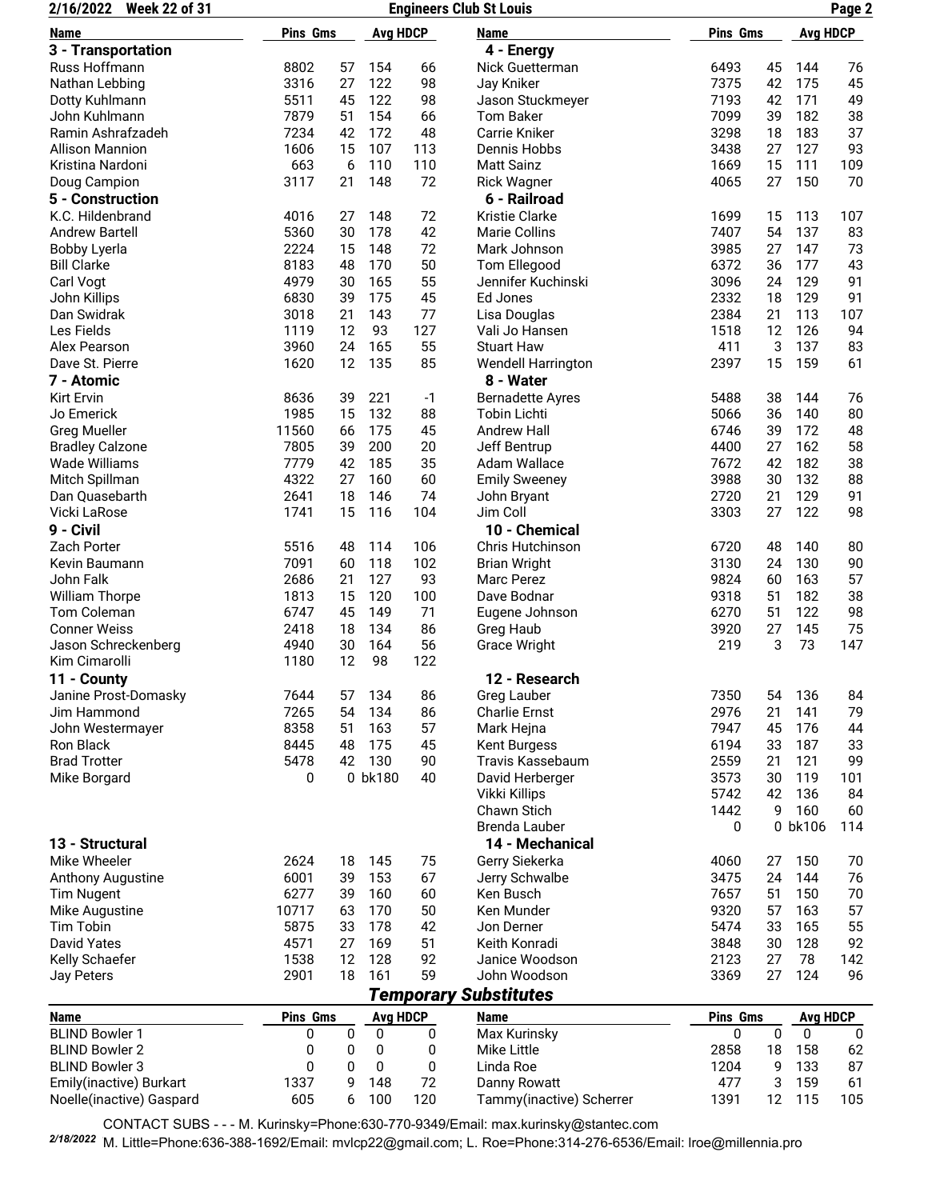## Engineers Club St Louis

### 3 - Transportation

| Name | Pins | Gms | Avg | HDCP |
|---|---|---|---|---|
| Russ Hoffmann | 8802 | 57 | 154 | 66 |
| Nathan Lebbing | 3316 | 27 | 122 | 98 |
| Dotty Kuhlmann | 5511 | 45 | 122 | 98 |
| John Kuhlmann | 7879 | 51 | 154 | 66 |
| Ramin Ashrafzadeh | 7234 | 42 | 172 | 48 |
| Allison Mannion | 1606 | 15 | 107 | 113 |
| Kristina Nardoni | 663 | 6 | 110 | 110 |
| Doug Campion | 3117 | 21 | 148 | 72 |

### 4 - Energy

| Name | Pins | Gms | Avg | HDCP |
|---|---|---|---|---|
| Nick Guetterman | 6493 | 45 | 144 | 76 |
| Jay Kniker | 7375 | 42 | 175 | 45 |
| Jason Stuckmeyer | 7193 | 42 | 171 | 49 |
| Tom Baker | 7099 | 39 | 182 | 38 |
| Carrie Kniker | 3298 | 18 | 183 | 37 |
| Dennis Hobbs | 3438 | 27 | 127 | 93 |
| Matt Sainz | 1669 | 15 | 111 | 109 |
| Rick Wagner | 4065 | 27 | 150 | 70 |

### 5 - Construction

| Name | Pins | Gms | Avg | HDCP |
|---|---|---|---|---|
| K.C. Hildenbrand | 4016 | 27 | 148 | 72 |
| Andrew Bartell | 5360 | 30 | 178 | 42 |
| Bobby Lyerla | 2224 | 15 | 148 | 72 |
| Bill Clarke | 8183 | 48 | 170 | 50 |
| Carl Vogt | 4979 | 30 | 165 | 55 |
| John Killips | 6830 | 39 | 175 | 45 |
| Dan Swidrak | 3018 | 21 | 143 | 77 |
| Les Fields | 1119 | 12 | 93 | 127 |
| Alex Pearson | 3960 | 24 | 165 | 55 |
| Dave St. Pierre | 1620 | 12 | 135 | 85 |

### 6 - Railroad

| Name | Pins | Gms | Avg | HDCP |
|---|---|---|---|---|
| Kristie Clarke | 1699 | 15 | 113 | 107 |
| Marie Collins | 7407 | 54 | 137 | 83 |
| Mark Johnson | 3985 | 27 | 147 | 73 |
| Tom Ellegood | 6372 | 36 | 177 | 43 |
| Jennifer Kuchinski | 3096 | 24 | 129 | 91 |
| Ed Jones | 2332 | 18 | 129 | 91 |
| Lisa Douglas | 2384 | 21 | 113 | 107 |
| Vali Jo Hansen | 1518 | 12 | 126 | 94 |
| Stuart Haw | 411 | 3 | 137 | 83 |
| Wendell Harrington | 2397 | 15 | 159 | 61 |

### 7 - Atomic

| Name | Pins | Gms | Avg | HDCP |
|---|---|---|---|---|
| Kirt Ervin | 8636 | 39 | 221 | -1 |
| Jo Emerick | 1985 | 15 | 132 | 88 |
| Greg Mueller | 11560 | 66 | 175 | 45 |
| Bradley Calzone | 7805 | 39 | 200 | 20 |
| Wade Williams | 7779 | 42 | 185 | 35 |
| Mitch Spillman | 4322 | 27 | 160 | 60 |
| Dan Quasebarth | 2641 | 18 | 146 | 74 |
| Vicki LaRose | 1741 | 15 | 116 | 104 |

### 8 - Water

| Name | Pins | Gms | Avg | HDCP |
|---|---|---|---|---|
| Bernadette Ayres | 5488 | 38 | 144 | 76 |
| Tobin Lichti | 5066 | 36 | 140 | 80 |
| Andrew Hall | 6746 | 39 | 172 | 48 |
| Jeff Bentrup | 4400 | 27 | 162 | 58 |
| Adam Wallace | 7672 | 42 | 182 | 38 |
| Emily Sweeney | 3988 | 30 | 132 | 88 |
| John Bryant | 2720 | 21 | 129 | 91 |
| Jim Coll | 3303 | 27 | 122 | 98 |

### 9 - Civil

| Name | Pins | Gms | Avg | HDCP |
|---|---|---|---|---|
| Zach Porter | 5516 | 48 | 114 | 106 |
| Kevin Baumann | 7091 | 60 | 118 | 102 |
| John Falk | 2686 | 21 | 127 | 93 |
| William Thorpe | 1813 | 15 | 120 | 100 |
| Tom Coleman | 6747 | 45 | 149 | 71 |
| Conner Weiss | 2418 | 18 | 134 | 86 |
| Jason Schreckenberg | 4940 | 30 | 164 | 56 |
| Kim Cimarolli | 1180 | 12 | 98 | 122 |

### 10 - Chemical

| Name | Pins | Gms | Avg | HDCP |
|---|---|---|---|---|
| Chris Hutchinson | 6720 | 48 | 140 | 80 |
| Brian Wright | 3130 | 24 | 130 | 90 |
| Marc Perez | 9824 | 60 | 163 | 57 |
| Dave Bodnar | 9318 | 51 | 182 | 38 |
| Eugene Johnson | 6270 | 51 | 122 | 98 |
| Greg Haub | 3920 | 27 | 145 | 75 |
| Grace Wright | 219 | 3 | 73 | 147 |

### 11 - County

| Name | Pins | Gms | Avg | HDCP |
|---|---|---|---|---|
| Janine Prost-Domasky | 7644 | 57 | 134 | 86 |
| Jim Hammond | 7265 | 54 | 134 | 86 |
| John Westermayer | 8358 | 51 | 163 | 57 |
| Ron Black | 8445 | 48 | 175 | 45 |
| Brad Trotter | 5478 | 42 | 130 | 90 |
| Mike Borgard | 0 | 0 | bk180 | 40 |

### 12 - Research

| Name | Pins | Gms | Avg | HDCP |
|---|---|---|---|---|
| Greg Lauber | 7350 | 54 | 136 | 84 |
| Charlie Ernst | 2976 | 21 | 141 | 79 |
| Mark Hejna | 7947 | 45 | 176 | 44 |
| Kent Burgess | 6194 | 33 | 187 | 33 |
| Travis Kassebaum | 2559 | 21 | 121 | 99 |
| David Herberger | 3573 | 30 | 119 | 101 |
| Vikki Killips | 5742 | 42 | 136 | 84 |
| Chawn Stich | 1442 | 9 | 160 | 60 |
| Brenda Lauber | 0 | 0 | bk106 | 114 |

### 13 - Structural

| Name | Pins | Gms | Avg | HDCP |
|---|---|---|---|---|
| Mike Wheeler | 2624 | 18 | 145 | 75 |
| Anthony Augustine | 6001 | 39 | 153 | 67 |
| Tim Nugent | 6277 | 39 | 160 | 60 |
| Mike Augustine | 10717 | 63 | 170 | 50 |
| Tim Tobin | 5875 | 33 | 178 | 42 |
| David Yates | 4571 | 27 | 169 | 51 |
| Kelly Schaefer | 1538 | 12 | 128 | 92 |
| Jay Peters | 2901 | 18 | 161 | 59 |

### 14 - Mechanical

| Name | Pins | Gms | Avg | HDCP |
|---|---|---|---|---|
| Gerry Siekerka | 4060 | 27 | 150 | 70 |
| Jerry Schwalbe | 3475 | 24 | 144 | 76 |
| Ken Busch | 7657 | 51 | 150 | 70 |
| Ken Munder | 9320 | 57 | 163 | 57 |
| Jon Derner | 5474 | 33 | 165 | 55 |
| Keith Konradi | 3848 | 30 | 128 | 92 |
| Janice Woodson | 2123 | 27 | 78 | 142 |
| John Woodson | 3369 | 27 | 124 | 96 |

## *Temporary Substitutes*

| Name | Pins | Gms | Avg | HDCP |
|---|---|---|---|---|
| BLIND Bowler 1 | 0 | 0 | 0 | 0 |
| BLIND Bowler 2 | 0 | 0 | 0 | 0 |
| BLIND Bowler 3 | 0 | 0 | 0 | 0 |
| Emily(inactive) Burkart | 1337 | 9 | 148 | 72 |
| Noelle(inactive) Gaspard | 605 | 6 | 100 | 120 |
| Max Kurinsky | 0 | 0 | 0 | 0 |
| Mike Little | 2858 | 18 | 158 | 62 |
| Linda Roe | 1204 | 9 | 133 | 87 |
| Danny Rowatt | 477 | 3 | 159 | 61 |
| Tammy(inactive) Scherrer | 1391 | 12 | 115 | 105 |

CONTACT SUBS - - - M. Kurinsky=Phone:630-770-9349/Email: max.kurinsky@stantec.com
M. Little=Phone:636-388-1692/Email: mvlcp22@gmail.com; L. Roe=Phone:314-276-6536/Email: lroe@millennia.pro